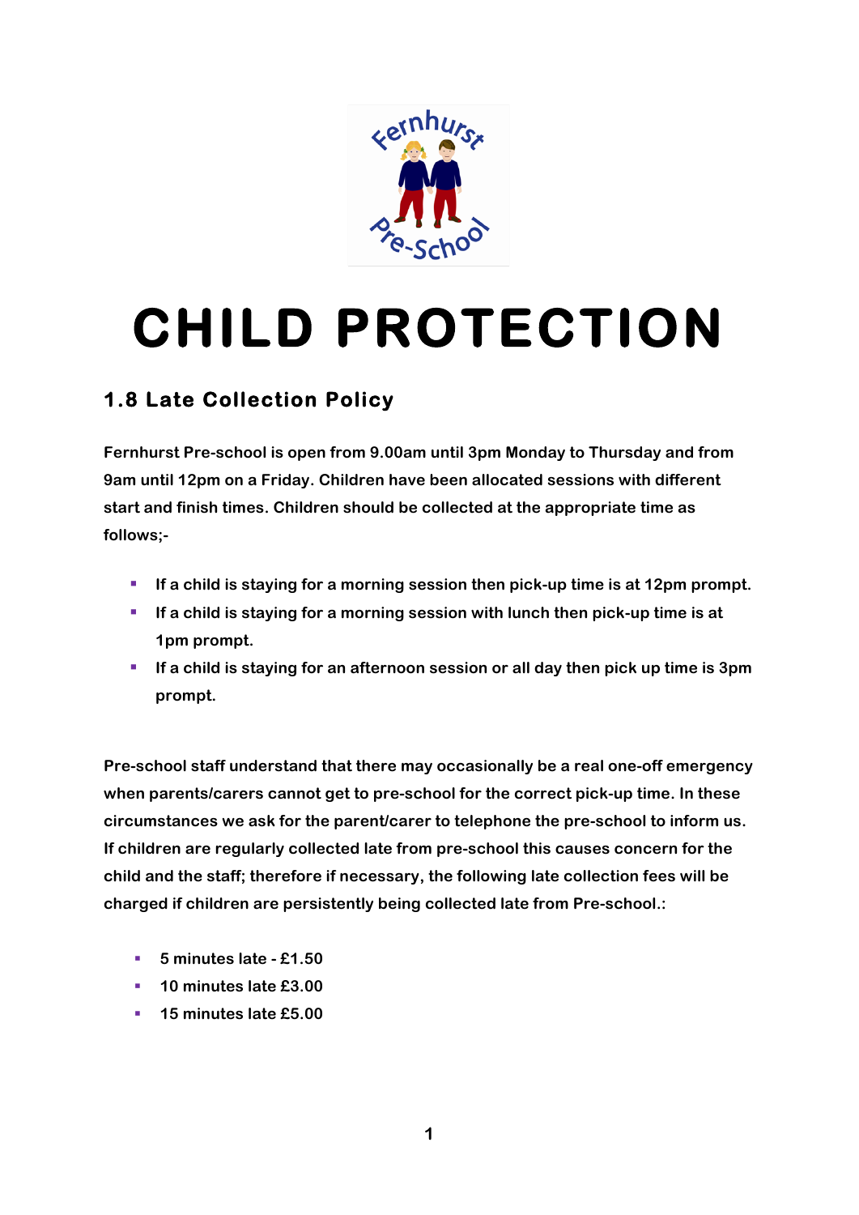# CHILD PROTECTION

## 1.8 Late Collection Policy

Fernhurst Pre-school is open from 9.00am until 3pm Monday to Thursday and from 9am until 12pm on a Friday. Children have been allocated sessions with different start and finish times. Children should be collected at the appropriate time as follows;-

- If a child is staying for a morning session then pick-up time is at 12pm prompt.
- If a child is staying for a morning session with lunch then pick-up time is at 1pm prompt.
- If a child is staying for an afternoon session or all day then pick up time is 3pm prompt.

Pre-school staff understand that there may occasionally be a real one-off emergency when parents/carers cannot get to pre-school for the correct pick-up time. In these circumstances we ask for the parent/carer to telephone the pre-school to inform us. If children are regularly collected late from pre-school this causes concern for the child and the staff; therefore if necessary, the following late collection fees will be charged if children are persistently being collected late from Pre-school.:

- 5 minutes late - £1.50
- 10 minutes late £3.00
- 15 minutes late £5.00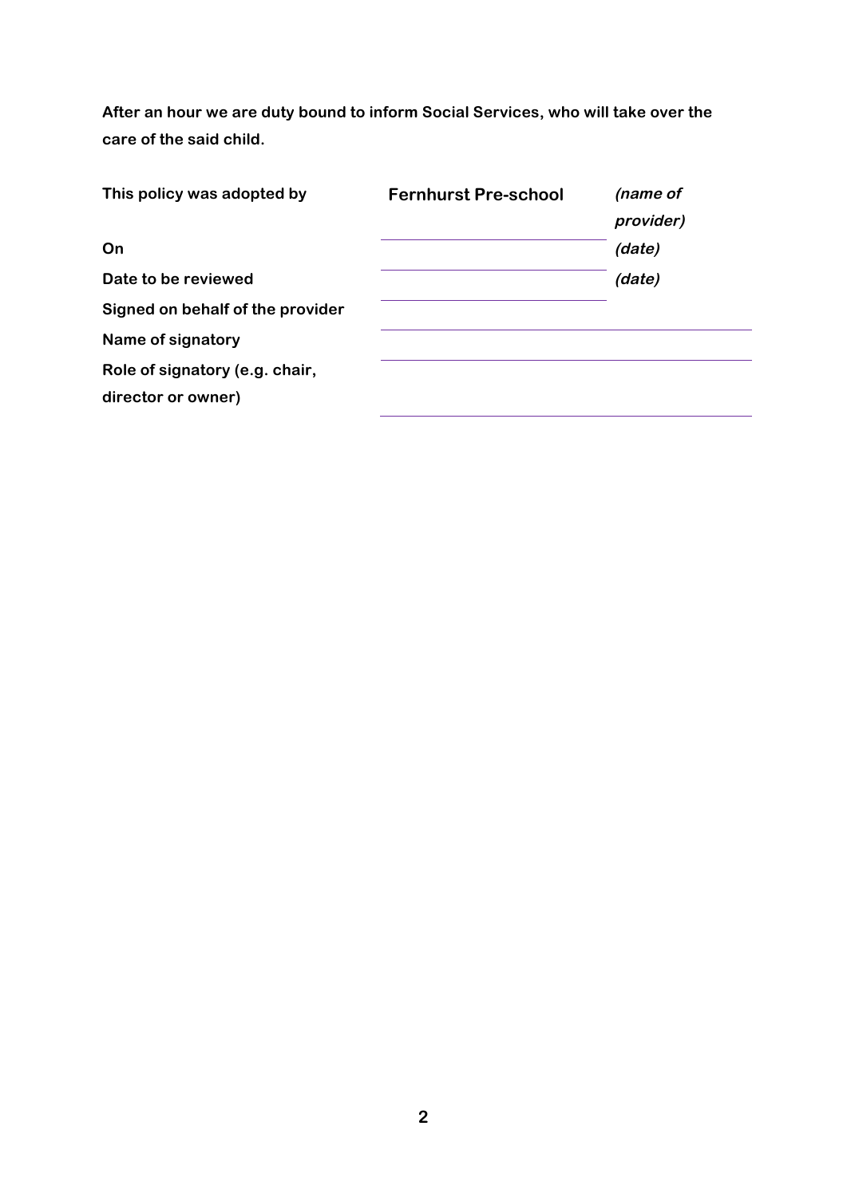**After an hour we are duty bound to inform Social Services, who will take over the care of the said child.**

| | | |
|---|---|---|
| **This policy was adopted by** | **Fernhurst Pre-school** | ***(name of provider)*** |
| **On** | | ***(date)*** |
| **Date to be reviewed** | | ***(date)*** |
| **Signed on behalf of the provider** | | |
| **Name of signatory** | | |
| **Role of signatory (e.g. chair, director or owner)** | | |